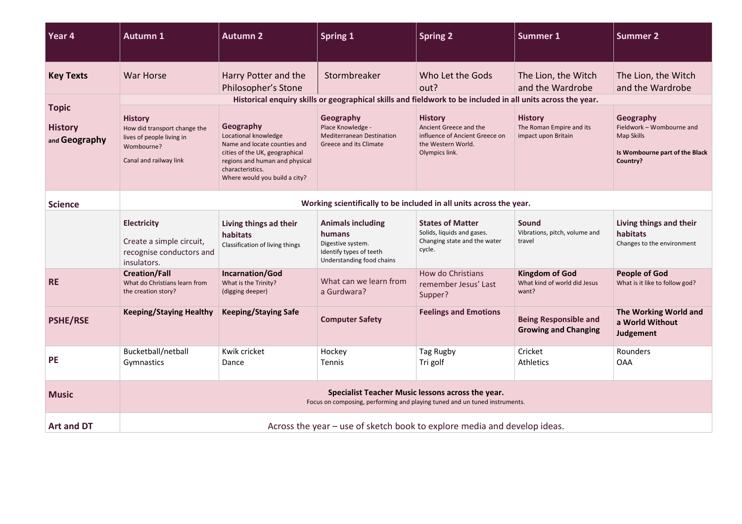| Year 4 | Autumn 1 | Autumn 2 | Spring 1 | Spring 2 | Summer 1 | Summer 2 |
|---|---|---|---|---|---|---|
| **Key Texts** | War Horse | Harry Potter and the Philosopher's Stone | Stormbreaker | Who Let the Gods out? | The Lion, the Witch and the Wardrobe | The Lion, the Witch and the Wardrobe |
| **Topic History and Geography** | **Historical enquiry skills or geographical skills and fieldwork to be included in all units across the year.** | | | | | |
| | **History** How did transport change the lives of people living in Wombourne? Canal and railway link | **Geography** Locational knowledge Name and locate counties and cities of the UK, geographical regions and human and physical characteristics. Where would you build a city? | **Geography** Place Knowledge - Mediterranean Destination Greece and its Climate | **History** Ancient Greece and the influence of Ancient Greece on the Western World. Olympics link. | **History** The Roman Empire and its impact upon Britain | **Geography** Fieldwork – Wombourne and Map Skills **Is Wombourne part of the Black Country?** |
| **Science** | **Working scientifically to be included in all units across the year.** | | | | | |
| | **Electricity** Create a simple circuit, recognise conductors and insulators. | **Living things ad their habitats** Classification of living things | **Animals including humans** Digestive system. Identify types of teeth Understanding food chains | **States of Matter** Solids, liquids and gases. Changing state and the water cycle. | **Sound** Vibrations, pitch, volume and travel | **Living things and their habitats** Changes to the environment |
| **RE** | **Creation/Fall** What do Christians learn from the creation story? | **Incarnation/God** What is the Trinity? (digging deeper) | What can we learn from a Gurdwara? | How do Christians remember Jesus' Last Supper? | **Kingdom of God** What kind of world did Jesus want? | **People of God** What is it like to follow god? |
| **PSHE/RSE** | **Keeping/Staying Healthy** | **Keeping/Staying Safe** | **Computer Safety** | **Feelings and Emotions** | **Being Responsible and Growing and Changing** | **The Working World and a World Without Judgement** |
| **PE** | Bucketball/netball Gymnastics | Kwik cricket Dance | Hockey Tennis | Tag Rugby Tri golf | Cricket Athletics | Rounders OAA |
| **Music** | **Specialist Teacher Music lessons across the year.** Focus on composing, performing and playing tuned and un tuned instruments. | | | | | |
| **Art and DT** | Across the year – use of sketch book to explore media and develop ideas. | | | | | |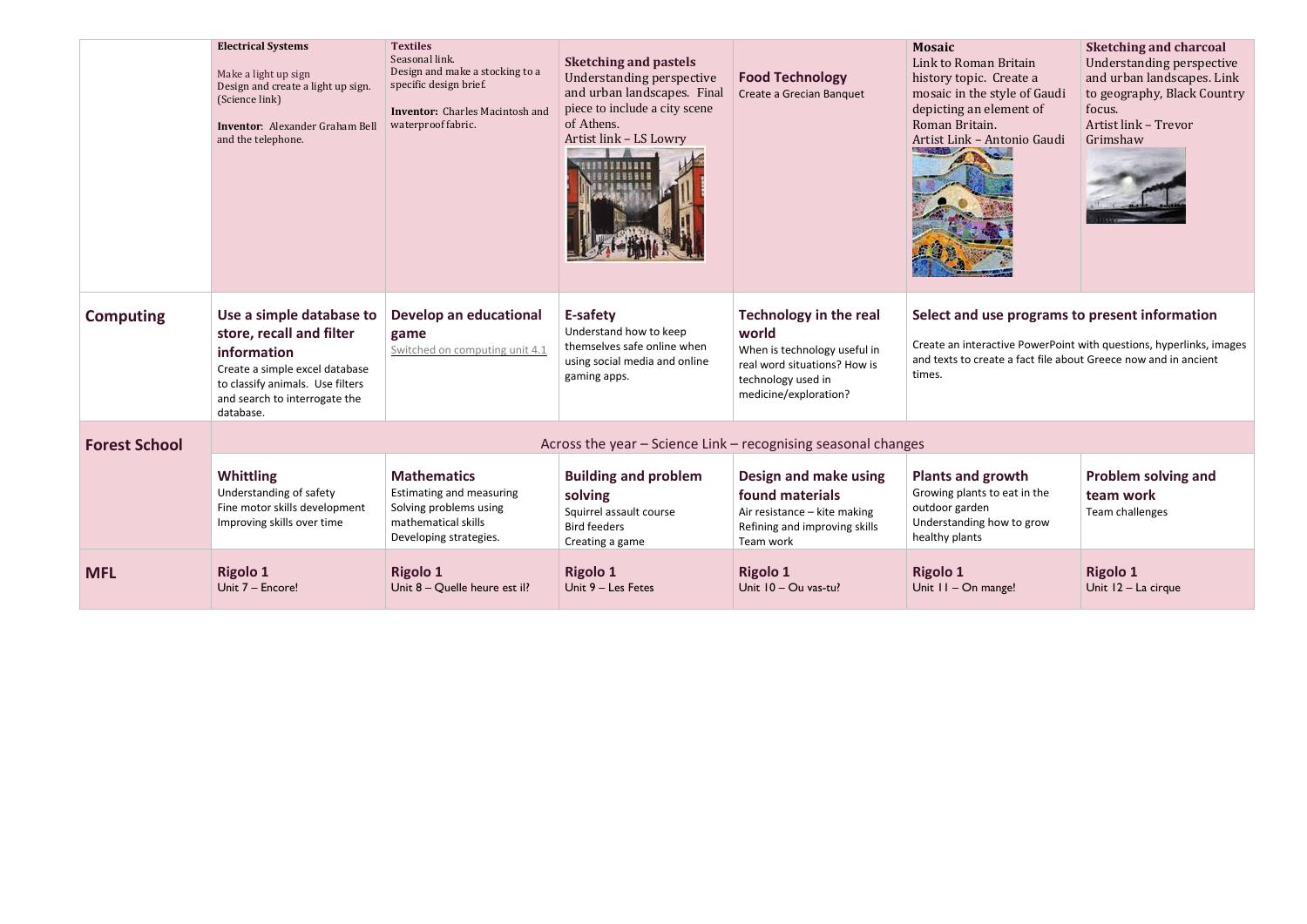| | | | | | | |
|---|---|---|---|---|---|---|
| | **Electrical Systems**<br>Make a light up sign<br>Design and create a light up sign. (Science link)<br>**Inventor**: Alexander Graham Bell and the telephone. | **Textiles**<br>Seasonal link.<br>Design and make a stocking to a specific design brief.<br>**Inventor:** Charles Macintosh and waterproof fabric. | **Sketching and pastels**<br>Understanding perspective and urban landscapes. Final piece to include a city scene of Athens.<br>Artist link – LS Lowry | **Food Technology**<br>Create a Grecian Banquet | **Mosaic**<br>Link to Roman Britain history topic. Create a mosaic in the style of Gaudi depicting an element of Roman Britain.<br>Artist Link – Antonio Gaudi | **Sketching and charcoal**<br>Understanding perspective and urban landscapes. Link to geography, Black Country focus.<br>Artist link – Trevor Grimshaw |
| **Computing** | **Use a simple database to store, recall and filter information**<br>Create a simple excel database to classify animals. Use filters and search to interrogate the database. | **Develop an educational game**<br>Switched on computing unit 4.1 | **E-safety**<br>Understand how to keep themselves safe online when using social media and online gaming apps. | **Technology in the real world**<br>When is technology useful in real word situations? How is technology used in medicine/exploration? | **Select and use programs to present information**<br>Create an interactive PowerPoint with questions, hyperlinks, images and texts to create a fact file about Greece now and in ancient times. | |
| **Forest School** | Across the year – Science Link – recognising seasonal changes | | | | | |
| | **Whittling**<br>Understanding of safety<br>Fine motor skills development<br>Improving skills over time | **Mathematics**<br>Estimating and measuring<br>Solving problems using mathematical skills<br>Developing strategies. | **Building and problem solving**<br>Squirrel assault course<br>Bird feeders<br>Creating a game | **Design and make using found materials**<br>Air resistance – kite making<br>Refining and improving skills<br>Team work | **Plants and growth**<br>Growing plants to eat in the outdoor garden<br>Understanding how to grow healthy plants | **Problem solving and team work**<br>Team challenges |
| **MFL** | **Rigolo 1**<br>Unit 7 – Encore! | **Rigolo 1**<br>Unit 8 – Quelle heure est il? | **Rigolo 1**<br>Unit 9 – Les Fetes | **Rigolo 1**<br>Unit 10 – Ou vas-tu? | **Rigolo 1**<br>Unit 11 – On mange! | **Rigolo 1**<br>Unit 12 – La cirque |